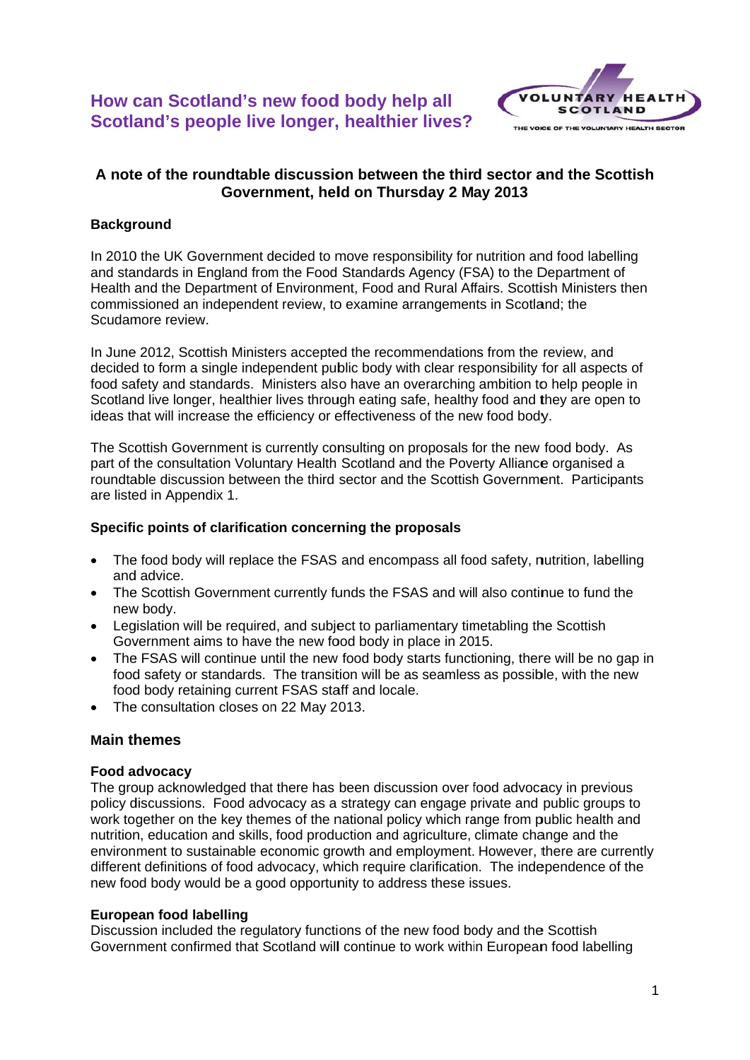# How can Scotland's new food body help all Scotland's people live longer, healthier lives?

VOLUNTARY HEALTH SCOTLAND
THE VOICE OF THE VOLUNTARY HEALTH SECTOR

## A note of the roundtable discussion between the third sector and the Scottish Government, held on Thursday 2 May 2013

### Background

In 2010 the UK Government decided to move responsibility for nutrition and food labelling and standards in England from the Food Standards Agency (FSA) to the Department of Health and the Department of Environment, Food and Rural Affairs. Scottish Ministers then commissioned an independent review, to examine arrangements in Scotland; the Scudamore review.

In June 2012, Scottish Ministers accepted the recommendations from the review, and decided to form a single independent public body with clear responsibility for all aspects of food safety and standards. Ministers also have an overarching ambition to help people in Scotland live longer, healthier lives through eating safe, healthy food and they are open to ideas that will increase the efficiency or effectiveness of the new food body.

The Scottish Government is currently consulting on proposals for the new food body. As part of the consultation Voluntary Health Scotland and the Poverty Alliance organised a roundtable discussion between the third sector and the Scottish Government. Participants are listed in Appendix 1.

### Specific points of clarification concerning the proposals

- The food body will replace the FSAS and encompass all food safety, nutrition, labelling and advice.
- The Scottish Government currently funds the FSAS and will also continue to fund the new body.
- Legislation will be required, and subject to parliamentary timetabling the Scottish Government aims to have the new food body in place in 2015.
- The FSAS will continue until the new food body starts functioning, there will be no gap in food safety or standards. The transition will be as seamless as possible, with the new food body retaining current FSAS staff and locale.
- The consultation closes on 22 May 2013.

### Main themes

**Food advocacy**

The group acknowledged that there has been discussion over food advocacy in previous policy discussions. Food advocacy as a strategy can engage private and public groups to work together on the key themes of the national policy which range from public health and nutrition, education and skills, food production and agriculture, climate change and the environment to sustainable economic growth and employment. However, there are currently different definitions of food advocacy, which require clarification. The independence of the new food body would be a good opportunity to address these issues.

**European food labelling**

Discussion included the regulatory functions of the new food body and the Scottish Government confirmed that Scotland will continue to work within European food labelling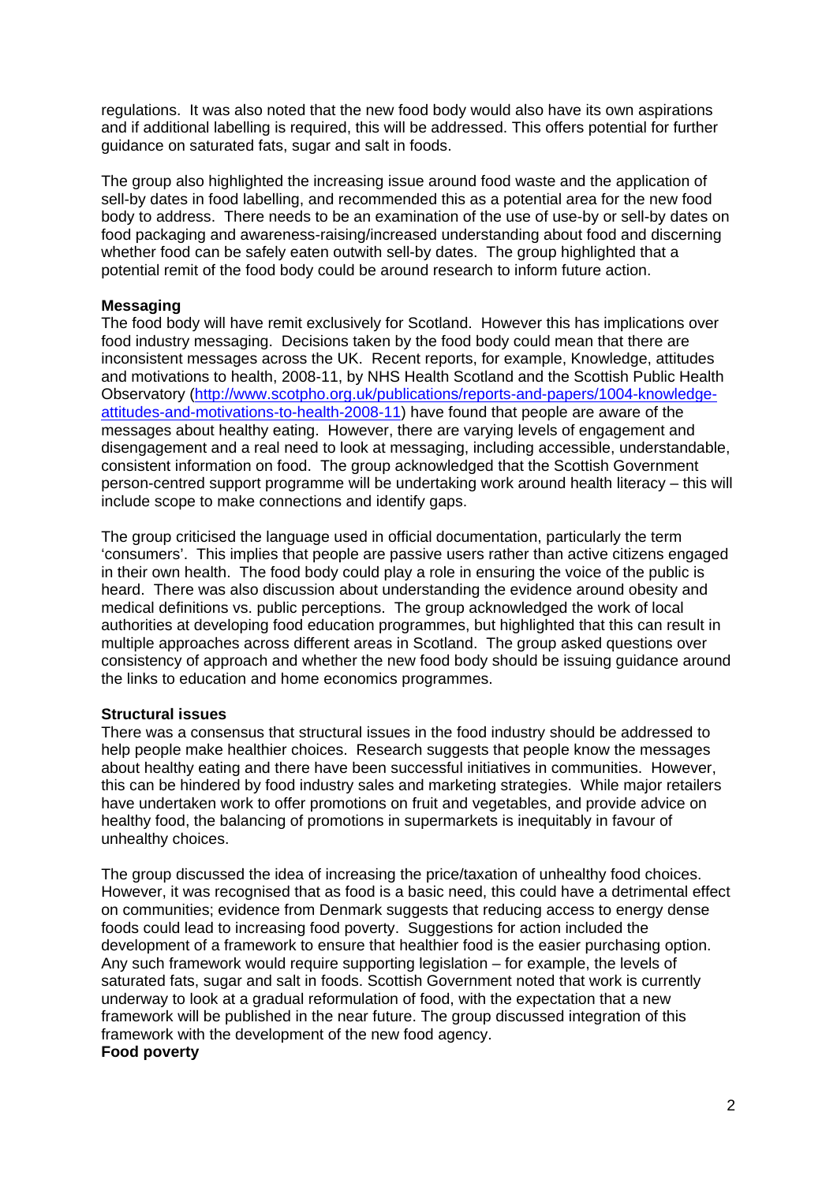regulations. It was also noted that the new food body would also have its own aspirations and if additional labelling is required, this will be addressed. This offers potential for further guidance on saturated fats, sugar and salt in foods.

The group also highlighted the increasing issue around food waste and the application of sell-by dates in food labelling, and recommended this as a potential area for the new food body to address. There needs to be an examination of the use of use-by or sell-by dates on food packaging and awareness-raising/increased understanding about food and discerning whether food can be safely eaten outwith sell-by dates. The group highlighted that a potential remit of the food body could be around research to inform future action.

**Messaging**

The food body will have remit exclusively for Scotland. However this has implications over food industry messaging. Decisions taken by the food body could mean that there are inconsistent messages across the UK. Recent reports, for example, Knowledge, attitudes and motivations to health, 2008-11, by NHS Health Scotland and the Scottish Public Health Observatory ([http://www.scotpho.org.uk/publications/reports-and-papers/1004-knowledge-attitudes-and-motivations-to-health-2008-11](http://www.scotpho.org.uk/publications/reports-and-papers/1004-knowledge-attitudes-and-motivations-to-health-2008-11)) have found that people are aware of the messages about healthy eating. However, there are varying levels of engagement and disengagement and a real need to look at messaging, including accessible, understandable, consistent information on food. The group acknowledged that the Scottish Government person-centred support programme will be undertaking work around health literacy – this will include scope to make connections and identify gaps.

The group criticised the language used in official documentation, particularly the term 'consumers'. This implies that people are passive users rather than active citizens engaged in their own health. The food body could play a role in ensuring the voice of the public is heard. There was also discussion about understanding the evidence around obesity and medical definitions vs. public perceptions. The group acknowledged the work of local authorities at developing food education programmes, but highlighted that this can result in multiple approaches across different areas in Scotland. The group asked questions over consistency of approach and whether the new food body should be issuing guidance around the links to education and home economics programmes.

**Structural issues**

There was a consensus that structural issues in the food industry should be addressed to help people make healthier choices. Research suggests that people know the messages about healthy eating and there have been successful initiatives in communities. However, this can be hindered by food industry sales and marketing strategies. While major retailers have undertaken work to offer promotions on fruit and vegetables, and provide advice on healthy food, the balancing of promotions in supermarkets is inequitably in favour of unhealthy choices.

The group discussed the idea of increasing the price/taxation of unhealthy food choices. However, it was recognised that as food is a basic need, this could have a detrimental effect on communities; evidence from Denmark suggests that reducing access to energy dense foods could lead to increasing food poverty. Suggestions for action included the development of a framework to ensure that healthier food is the easier purchasing option. Any such framework would require supporting legislation – for example, the levels of saturated fats, sugar and salt in foods. Scottish Government noted that work is currently underway to look at a gradual reformulation of food, with the expectation that a new framework will be published in the near future. The group discussed integration of this framework with the development of the new food agency.

**Food poverty**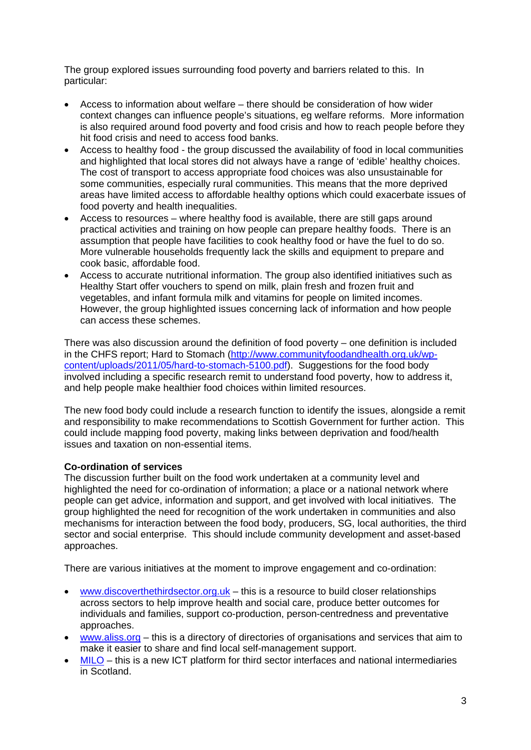The group explored issues surrounding food poverty and barriers related to this. In particular:

- Access to information about welfare – there should be consideration of how wider context changes can influence people's situations, eg welfare reforms. More information is also required around food poverty and food crisis and how to reach people before they hit food crisis and need to access food banks.
- Access to healthy food - the group discussed the availability of food in local communities and highlighted that local stores did not always have a range of 'edible' healthy choices. The cost of transport to access appropriate food choices was also unsustainable for some communities, especially rural communities. This means that the more deprived areas have limited access to affordable healthy options which could exacerbate issues of food poverty and health inequalities.
- Access to resources – where healthy food is available, there are still gaps around practical activities and training on how people can prepare healthy foods. There is an assumption that people have facilities to cook healthy food or have the fuel to do so. More vulnerable households frequently lack the skills and equipment to prepare and cook basic, affordable food.
- Access to accurate nutritional information. The group also identified initiatives such as Healthy Start offer vouchers to spend on milk, plain fresh and frozen fruit and vegetables, and infant formula milk and vitamins for people on limited incomes. However, the group highlighted issues concerning lack of information and how people can access these schemes.

There was also discussion around the definition of food poverty – one definition is included in the CHFS report; Hard to Stomach (http://www.communityfoodandhealth.org.uk/wp-content/uploads/2011/05/hard-to-stomach-5100.pdf). Suggestions for the food body involved including a specific research remit to understand food poverty, how to address it, and help people make healthier food choices within limited resources.

The new food body could include a research function to identify the issues, alongside a remit and responsibility to make recommendations to Scottish Government for further action. This could include mapping food poverty, making links between deprivation and food/health issues and taxation on non-essential items.

**Co-ordination of services**

The discussion further built on the food work undertaken at a community level and highlighted the need for co-ordination of information; a place or a national network where people can get advice, information and support, and get involved with local initiatives. The group highlighted the need for recognition of the work undertaken in communities and also mechanisms for interaction between the food body, producers, SG, local authorities, the third sector and social enterprise. This should include community development and asset-based approaches.

There are various initiatives at the moment to improve engagement and co-ordination:

- www.discoverthethirdsector.org.uk – this is a resource to build closer relationships across sectors to help improve health and social care, produce better outcomes for individuals and families, support co-production, person-centredness and preventative approaches.
- www.aliss.org – this is a directory of directories of organisations and services that aim to make it easier to share and find local self-management support.
- MILO – this is a new ICT platform for third sector interfaces and national intermediaries in Scotland.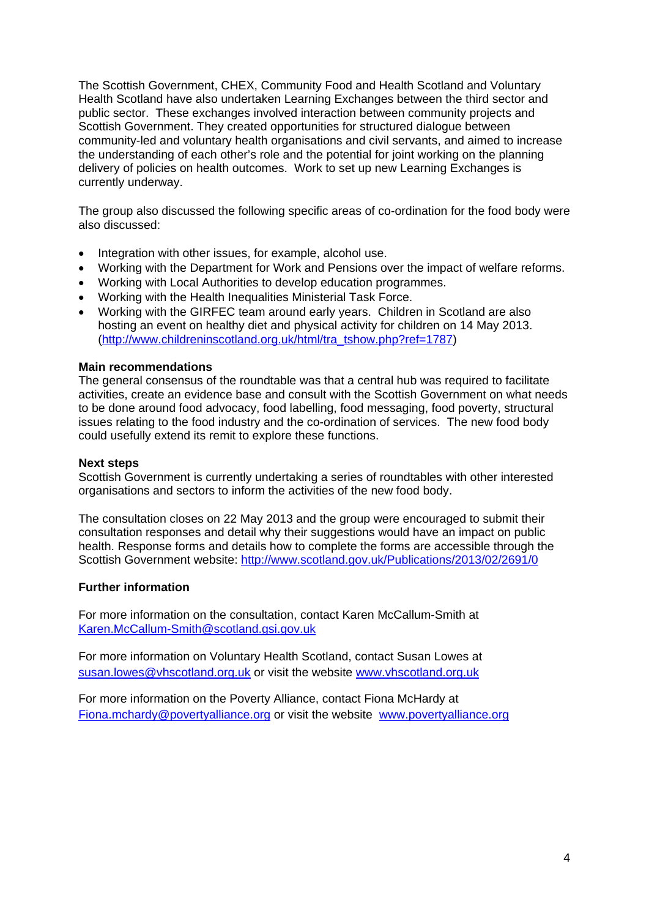The Scottish Government, CHEX, Community Food and Health Scotland and Voluntary Health Scotland have also undertaken Learning Exchanges between the third sector and public sector. These exchanges involved interaction between community projects and Scottish Government. They created opportunities for structured dialogue between community-led and voluntary health organisations and civil servants, and aimed to increase the understanding of each other's role and the potential for joint working on the planning delivery of policies on health outcomes. Work to set up new Learning Exchanges is currently underway.

The group also discussed the following specific areas of co-ordination for the food body were also discussed:

- Integration with other issues, for example, alcohol use.
- Working with the Department for Work and Pensions over the impact of welfare reforms.
- Working with Local Authorities to develop education programmes.
- Working with the Health Inequalities Ministerial Task Force.
- Working with the GIRFEC team around early years. Children in Scotland are also hosting an event on healthy diet and physical activity for children on 14 May 2013. (http://www.childreninscotland.org.uk/html/tra_tshow.php?ref=1787)

**Main recommendations**

The general consensus of the roundtable was that a central hub was required to facilitate activities, create an evidence base and consult with the Scottish Government on what needs to be done around food advocacy, food labelling, food messaging, food poverty, structural issues relating to the food industry and the co-ordination of services. The new food body could usefully extend its remit to explore these functions.

**Next steps**

Scottish Government is currently undertaking a series of roundtables with other interested organisations and sectors to inform the activities of the new food body.

The consultation closes on 22 May 2013 and the group were encouraged to submit their consultation responses and detail why their suggestions would have an impact on public health. Response forms and details how to complete the forms are accessible through the Scottish Government website: http://www.scotland.gov.uk/Publications/2013/02/2691/0

**Further information**

For more information on the consultation, contact Karen McCallum-Smith at Karen.McCallum-Smith@scotland.gsi.gov.uk

For more information on Voluntary Health Scotland, contact Susan Lowes at susan.lowes@vhscotland.org.uk or visit the website www.vhscotland.org.uk

For more information on the Poverty Alliance, contact Fiona McHardy at Fiona.mchardy@povertyalliance.org or visit the website www.povertyalliance.org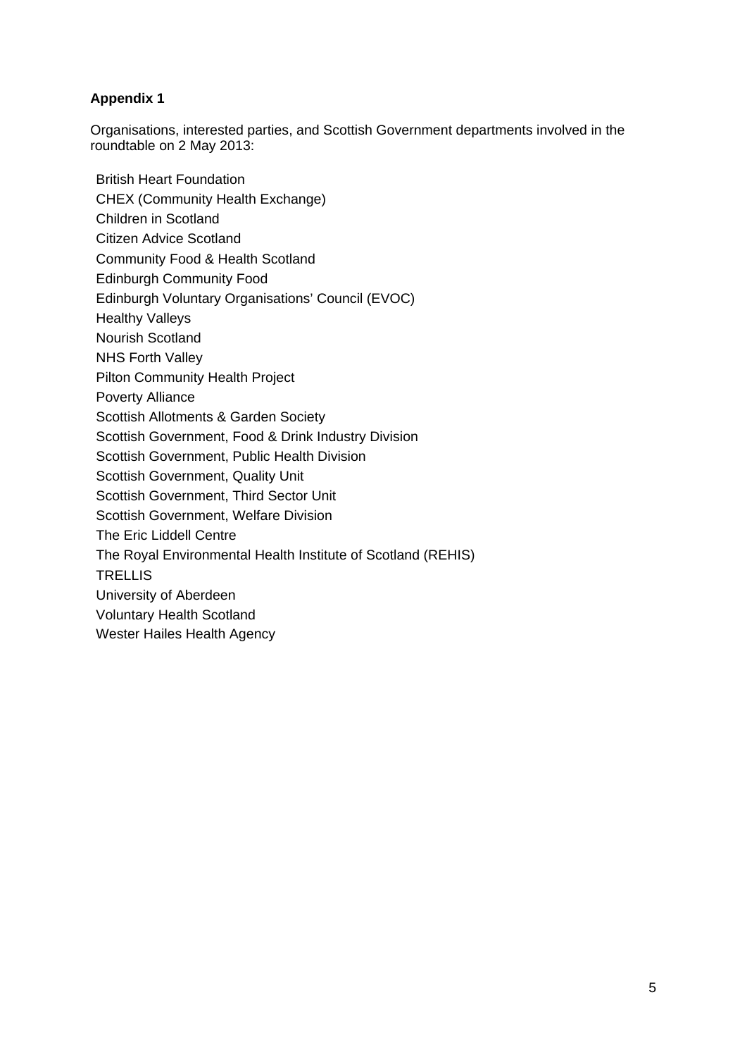**Appendix 1**

Organisations, interested parties, and Scottish Government departments involved in the roundtable on 2 May 2013:

- British Heart Foundation
- CHEX (Community Health Exchange)
- Children in Scotland
- Citizen Advice Scotland
- Community Food & Health Scotland
- Edinburgh Community Food
- Edinburgh Voluntary Organisations' Council (EVOC)
- Healthy Valleys
- Nourish Scotland
- NHS Forth Valley
- Pilton Community Health Project
- Poverty Alliance
- Scottish Allotments & Garden Society
- Scottish Government, Food & Drink Industry Division
- Scottish Government, Public Health Division
- Scottish Government, Quality Unit
- Scottish Government, Third Sector Unit
- Scottish Government, Welfare Division
- The Eric Liddell Centre
- The Royal Environmental Health Institute of Scotland (REHIS)
- TRELLIS
- University of Aberdeen
- Voluntary Health Scotland
- Wester Hailes Health Agency